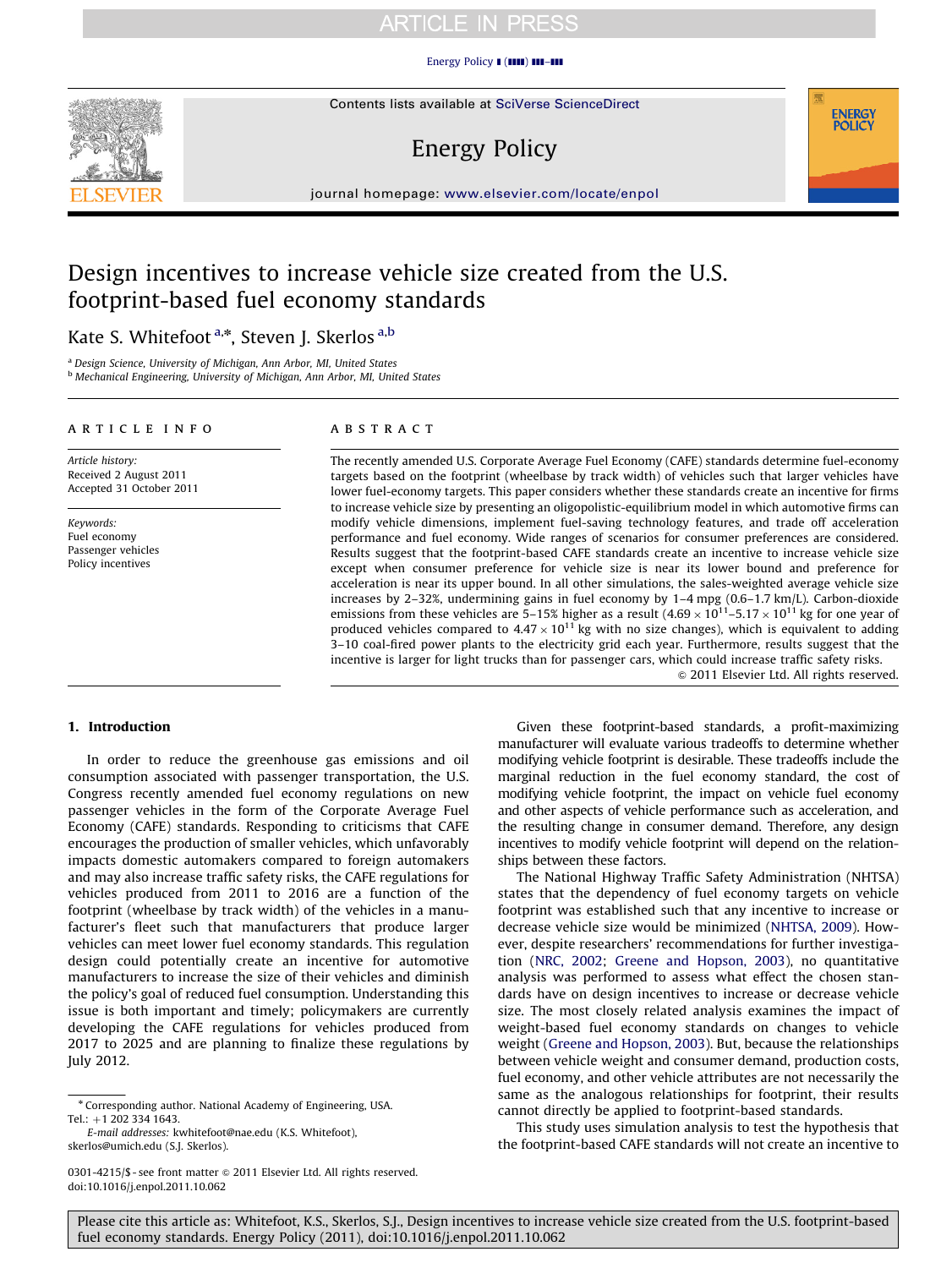# Design incentives to increase vehicle size created from the U.S. footprint-based fuel economy standards

Kate S. Whitefoot [a,*], Steven J. Skerlos [a,b]

[a] Design Science, University of Michigan, Ann Arbor, MI, United States
[b] Mechanical Engineering, University of Michigan, Ann Arbor, MI, United States

## ARTICLE INFO

*Article history:*
Received 2 August 2011
Accepted 31 October 2011

*Keywords:*
Fuel economy
Passenger vehicles
Policy incentives

## ABSTRACT

The recently amended U.S. Corporate Average Fuel Economy (CAFE) standards determine fuel-economy targets based on the footprint (wheelbase by track width) of vehicles such that larger vehicles have lower fuel-economy targets. This paper considers whether these standards create an incentive for firms to increase vehicle size by presenting an oligopolistic-equilibrium model in which automotive firms can modify vehicle dimensions, implement fuel-saving technology features, and trade off acceleration performance and fuel economy. Wide ranges of scenarios for consumer preferences are considered. Results suggest that the footprint-based CAFE standards create an incentive to increase vehicle size except when consumer preference for vehicle size is near its lower bound and preference for acceleration is near its upper bound. In all other simulations, the sales-weighted average vehicle size increases by 2–32%, undermining gains in fuel economy by 1–4 mpg (0.6–1.7 km/L). Carbon-dioxide emissions from these vehicles are 5–15% higher as a result ($4.69 \times 10^{11}$–$5.17 \times 10^{11}$ kg for one year of produced vehicles compared to $4.47 \times 10^{11}$ kg with no size changes), which is equivalent to adding 3–10 coal-fired power plants to the electricity grid each year. Furthermore, results suggest that the incentive is larger for light trucks than for passenger cars, which could increase traffic safety risks.

© 2011 Elsevier Ltd. All rights reserved.

## 1. Introduction

In order to reduce the greenhouse gas emissions and oil consumption associated with passenger transportation, the U.S. Congress recently amended fuel economy regulations on new passenger vehicles in the form of the Corporate Average Fuel Economy (CAFE) standards. Responding to criticisms that CAFE encourages the production of smaller vehicles, which unfavorably impacts domestic automakers compared to foreign automakers and may also increase traffic safety risks, the CAFE regulations for vehicles produced from 2011 to 2016 are a function of the footprint (wheelbase by track width) of the vehicles in a manufacturer's fleet such that manufacturers that produce larger vehicles can meet lower fuel economy standards. This regulation design could potentially create an incentive for automotive manufacturers to increase the size of their vehicles and diminish the policy's goal of reduced fuel consumption. Understanding this issue is both important and timely; policymakers are currently developing the CAFE regulations for vehicles produced from 2017 to 2025 and are planning to finalize these regulations by July 2012.

Given these footprint-based standards, a profit-maximizing manufacturer will evaluate various tradeoffs to determine whether modifying vehicle footprint is desirable. These tradeoffs include the marginal reduction in the fuel economy standard, the cost of modifying vehicle footprint, the impact on vehicle fuel economy and other aspects of vehicle performance such as acceleration, and the resulting change in consumer demand. Therefore, any design incentives to modify vehicle footprint will depend on the relationships between these factors.

The National Highway Traffic Safety Administration (NHTSA) states that the dependency of fuel economy targets on vehicle footprint was established such that any incentive to increase or decrease vehicle size would be minimized (NHTSA, 2009). However, despite researchers' recommendations for further investigation (NRC, 2002; Greene and Hopson, 2003), no quantitative analysis was performed to assess what effect the chosen standards have on design incentives to increase or decrease vehicle size. The most closely related analysis examines the impact of weight-based fuel economy standards on changes to vehicle weight (Greene and Hopson, 2003). But, because the relationships between vehicle weight and consumer demand, production costs, fuel economy, and other vehicle attributes are not necessarily the same as the analogous relationships for footprint, their results cannot directly be applied to footprint-based standards.

This study uses simulation analysis to test the hypothesis that the footprint-based CAFE standards will not create an incentive to

---

* Corresponding author. National Academy of Engineering, USA. Tel.: +1 202 334 1643.
E-mail addresses: kwhitefoot@nae.edu (K.S. Whitefoot), skerlos@umich.edu (S.J. Skerlos).

0301-4215/$ - see front matter © 2011 Elsevier Ltd. All rights reserved.
doi:10.1016/j.enpol.2011.10.062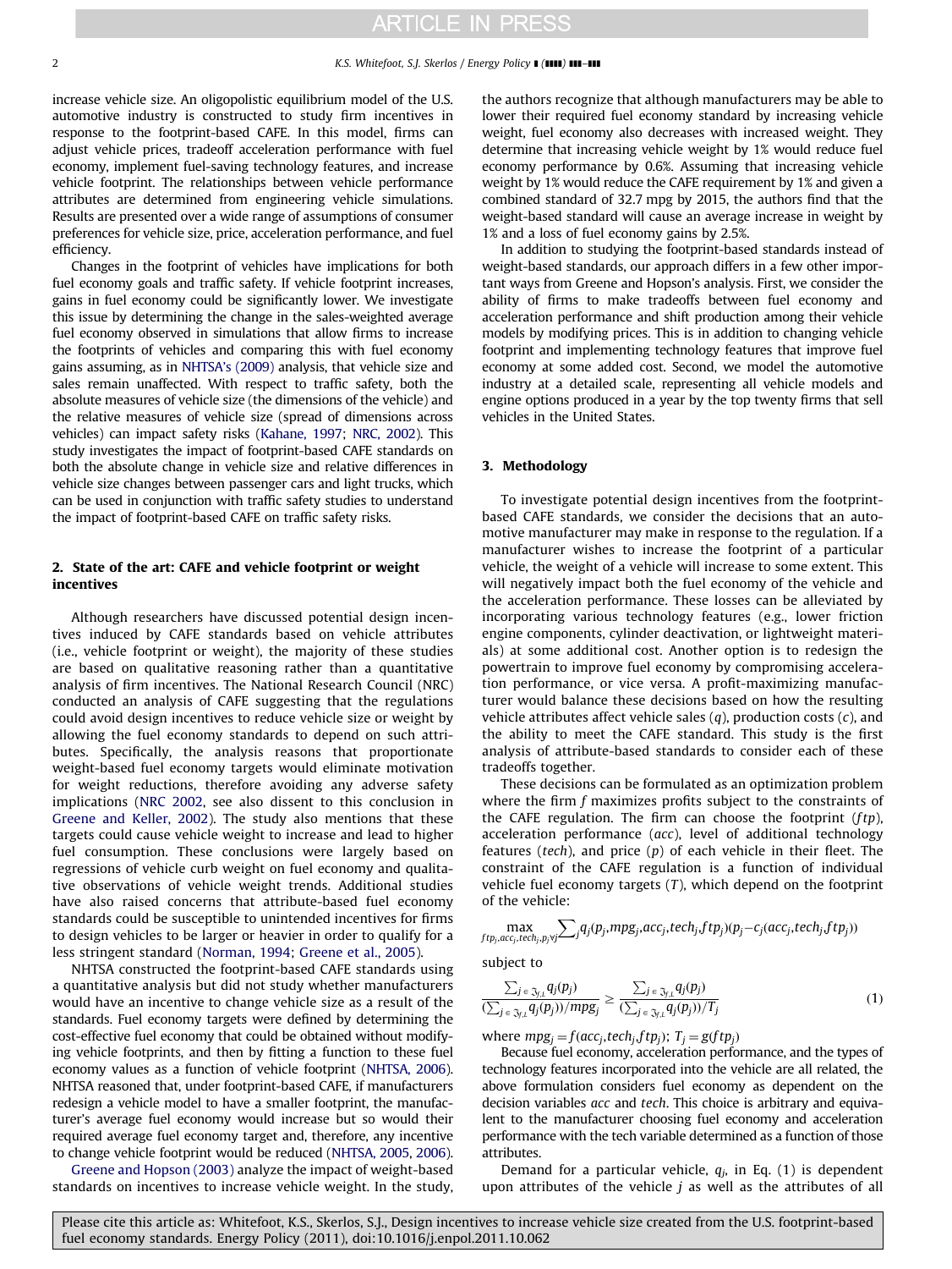increase vehicle size. An oligopolistic equilibrium model of the U.S. automotive industry is constructed to study firm incentives in response to the footprint-based CAFE. In this model, firms can adjust vehicle prices, tradeoff acceleration performance with fuel economy, implement fuel-saving technology features, and increase vehicle footprint. The relationships between vehicle performance attributes are determined from engineering vehicle simulations. Results are presented over a wide range of assumptions of consumer preferences for vehicle size, price, acceleration performance, and fuel efficiency.

Changes in the footprint of vehicles have implications for both fuel economy goals and traffic safety. If vehicle footprint increases, gains in fuel economy could be significantly lower. We investigate this issue by determining the change in the sales-weighted average fuel economy observed in simulations that allow firms to increase the footprints of vehicles and comparing this with fuel economy gains assuming, as in NHTSA's (2009) analysis, that vehicle size and sales remain unaffected. With respect to traffic safety, both the absolute measures of vehicle size (the dimensions of the vehicle) and the relative measures of vehicle size (spread of dimensions across vehicles) can impact safety risks (Kahane, 1997; NRC, 2002). This study investigates the impact of footprint-based CAFE standards on both the absolute change in vehicle size and relative differences in vehicle size changes between passenger cars and light trucks, which can be used in conjunction with traffic safety studies to understand the impact of footprint-based CAFE on traffic safety risks.

## 2. State of the art: CAFE and vehicle footprint or weight incentives

Although researchers have discussed potential design incentives induced by CAFE standards based on vehicle attributes (i.e., vehicle footprint or weight), the majority of these studies are based on qualitative reasoning rather than a quantitative analysis of firm incentives. The National Research Council (NRC) conducted an analysis of CAFE suggesting that the regulations could avoid design incentives to reduce vehicle size or weight by allowing the fuel economy standards to depend on such attributes. Specifically, the analysis reasons that proportionate weight-based fuel economy targets would eliminate motivation for weight reductions, therefore avoiding any adverse safety implications (NRC 2002, see also dissent to this conclusion in Greene and Keller, 2002). The study also mentions that these targets could cause vehicle weight to increase and lead to higher fuel consumption. These conclusions were largely based on regressions of vehicle curb weight on fuel economy and qualitative observations of vehicle weight trends. Additional studies have also raised concerns that attribute-based fuel economy standards could be susceptible to unintended incentives for firms to design vehicles to be larger or heavier in order to qualify for a less stringent standard (Norman, 1994; Greene et al., 2005).

NHTSA constructed the footprint-based CAFE standards using a quantitative analysis but did not study whether manufacturers would have an incentive to change vehicle size as a result of the standards. Fuel economy targets were defined by determining the cost-effective fuel economy that could be obtained without modifying vehicle footprints, and then by fitting a function to these fuel economy values as a function of vehicle footprint (NHTSA, 2006). NHTSA reasoned that, under footprint-based CAFE, if manufacturers redesign a vehicle model to have a smaller footprint, the manufacturer's average fuel economy would increase but so would their required average fuel economy target and, therefore, any incentive to change vehicle footprint would be reduced (NHTSA, 2005, 2006).

Greene and Hopson (2003) analyze the impact of weight-based standards on incentives to increase vehicle weight. In the study, the authors recognize that although manufacturers may be able to lower their required fuel economy standard by increasing vehicle weight, fuel economy also decreases with increased weight. They determine that increasing vehicle weight by 1% would reduce fuel economy performance by 0.6%. Assuming that increasing vehicle weight by 1% would reduce the CAFE requirement by 1% and given a combined standard of 32.7 mpg by 2015, the authors find that the weight-based standard will cause an average increase in weight by 1% and a loss of fuel economy gains by 2.5%.

In addition to studying the footprint-based standards instead of weight-based standards, our approach differs in a few other important ways from Greene and Hopson's analysis. First, we consider the ability of firms to make tradeoffs between fuel economy and acceleration performance and shift production among their vehicle models by modifying prices. This is in addition to changing vehicle footprint and implementing technology features that improve fuel economy at some added cost. Second, we model the automotive industry at a detailed scale, representing all vehicle models and engine options produced in a year by the top twenty firms that sell vehicles in the United States.

## 3. Methodology

To investigate potential design incentives from the footprint-based CAFE standards, we consider the decisions that an automotive manufacturer may make in response to the regulation. If a manufacturer wishes to increase the footprint of a particular vehicle, the weight of a vehicle will increase to some extent. This will negatively impact both the fuel economy of the vehicle and the acceleration performance. These losses can be alleviated by incorporating various technology features (e.g., lower friction engine components, cylinder deactivation, or lightweight materials) at some additional cost. Another option is to redesign the powertrain to improve fuel economy by compromising acceleration performance, or vice versa. A profit-maximizing manufacturer would balance these decisions based on how the resulting vehicle attributes affect vehicle sales ($q$), production costs ($c$), and the ability to meet the CAFE standard. This study is the first analysis of attribute-based standards to consider each of these tradeoffs together.

These decisions can be formulated as an optimization problem where the firm $f$ maximizes profits subject to the constraints of the CAFE regulation. The firm can choose the footprint ($ftp$), acceleration performance ($acc$), level of additional technology features ($tech$), and price ($p$) of each vehicle in their fleet. The constraint of the CAFE regulation is a function of individual vehicle fuel economy targets ($T$), which depend on the footprint of the vehicle:

$$\max_{ftp_j, acc_j, tech_j, p_j \forall j} \sum_j q_j(p_j, mpg_j, acc_j, tech_j, ftp_j)(p_j - c_j(acc_j, tech_j, ftp_j))$$

subject to

$$\frac{\sum_{j \in \mathfrak{J}_{f,L}} q_j(p_j)}{(\sum_{j \in \mathfrak{J}_{f,L}} q_j(p_j))/mpg_j} \geq \frac{\sum_{j \in \mathfrak{J}_{f,L}} q_j(p_j)}{(\sum_{j \in \mathfrak{J}_{f,L}} q_j(p_j))/T_j} \tag{1}$$

where $mpg_j = f(acc_j, tech_j, ftp_j)$; $T_j = g(ftp_j)$

Because fuel economy, acceleration performance, and the types of technology features incorporated into the vehicle are all related, the above formulation considers fuel economy as dependent on the decision variables $acc$ and $tech$. This choice is arbitrary and equivalent to the manufacturer choosing fuel economy and acceleration performance with the tech variable determined as a function of those attributes.

Demand for a particular vehicle, $q_j$, in Eq. (1) is dependent upon attributes of the vehicle $j$ as well as the attributes of all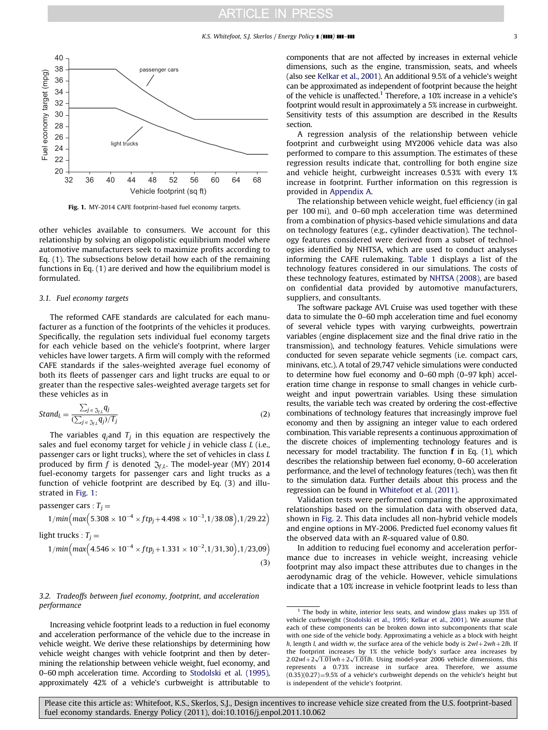Fig. 1. MY-2014 CAFE footprint-based fuel economy targets.

other vehicles available to consumers. We account for this relationship by solving an oligopolistic equilibrium model where automotive manufacturers seek to maximize profits according to Eq. (1). The subsections below detail how each of the remaining functions in Eq. (1) are derived and how the equilibrium model is formulated.

### 3.1. Fuel economy targets

The reformed CAFE standards are calculated for each manufacturer as a function of the footprints of the vehicles it produces. Specifically, the regulation sets individual fuel economy targets for each vehicle based on the vehicle's footprint, where larger vehicles have lower targets. A firm will comply with the reformed CAFE standards if the sales-weighted average fuel economy of both its fleets of passenger cars and light trucks are equal to or greater than the respective sales-weighted average targets set for these vehicles as in

$$Stand_L = \frac{\sum_{j \in \Im_{f,L}} q_j}{(\sum_{j \in \Im_{f,L}} q_j)/T_j} \tag{2}$$

The variables $q_j$ and $T_j$ in this equation are respectively the sales and fuel economy target for vehicle $j$ in vehicle class $L$ (i.e., passenger cars or light trucks), where the set of vehicles in class $L$ produced by firm $f$ is denoted $\Im_{f,L}$. The model-year (MY) 2014 fuel-economy targets for passenger cars and light trucks as a function of vehicle footprint are described by Eq. (3) and illustrated in Fig. 1:

$$\text{passenger cars}: T_j = 1/min\left(max\left(5.308 \times 10^{-4} \times ftp_j + 4.498 \times 10^{-3}, 1/38.08\right), 1/29.22\right)$$

$$\text{light trucks}: T_j = 1/min\left(max\left(4.546 \times 10^{-4} \times ftp_j + 1.331 \times 10^{-2}, 1/31,30\right), 1/23,09\right) \tag{3}$$

### 3.2. Tradeoffs between fuel economy, footprint, and acceleration performance

Increasing vehicle footprint leads to a reduction in fuel economy and acceleration performance of the vehicle due to the increase in vehicle weight. We derive these relationships by determining how vehicle weight changes with vehicle footprint and then by determining the relationship between vehicle weight, fuel economy, and 0–60 mph acceleration time. According to Stodolski et al. (1995), approximately 42% of a vehicle's curbweight is attributable to components that are not affected by increases in external vehicle dimensions, such as the engine, transmission, seats, and wheels (also see Kelkar et al., 2001). An additional 9.5% of a vehicle's weight can be approximated as independent of footprint because the height of the vehicle is unaffected.[1] Therefore, a 10% increase in a vehicle's footprint would result in approximately a 5% increase in curbweight. Sensitivity tests of this assumption are described in the Results section.

A regression analysis of the relationship between vehicle footprint and curbweight using MY2006 vehicle data was also performed to compare to this assumption. The estimates of these regression results indicate that, controlling for both engine size and vehicle height, curbweight increases 0.53% with every 1% increase in footprint. Further information on this regression is provided in Appendix A.

The relationship between vehicle weight, fuel efficiency (in gal per 100 mi), and 0–60 mph acceleration time was determined from a combination of physics-based vehicle simulations and data on technology features (e.g., cylinder deactivation). The technology features considered were derived from a subset of technologies identified by NHTSA, which are used to conduct analyses informing the CAFE rulemaking. Table 1 displays a list of the technology features considered in our simulations. The costs of these technology features, estimated by NHTSA (2008), are based on confidential data provided by automotive manufacturers, suppliers, and consultants.

The software package AVL Cruise was used together with these data to simulate the 0–60 mph acceleration time and fuel economy of several vehicle types with varying curbweights, powertrain variables (engine displacement size and the final drive ratio in the transmission), and technology features. Vehicle simulations were conducted for seven separate vehicle segments (i.e. compact cars, minivans, etc.). A total of 29,747 vehicle simulations were conducted to determine how fuel economy and 0–60 mph (0–97 kph) acceleration time change in response to small changes in vehicle curbweight and input powertrain variables. Using these simulation results, the variable tech was created by ordering the cost-effective combinations of technology features that increasingly improve fuel economy and then by assigning an integer value to each ordered combination. This variable represents a continuous approximation of the discrete choices of implementing technology features and is necessary for model tractability. The function **f** in Eq. (1), which describes the relationship between fuel economy, 0–60 acceleration performance, and the level of technology features (tech), was then fit to the simulation data. Further details about this process and the regression can be found in Whitefoot et al. (2011).

Validation tests were performed comparing the approximated relationships based on the simulation data with observed data, shown in Fig. 2. This data includes all non-hybrid vehicle models and engine options in MY-2006. Predicted fuel economy values fit the observed data with an $R$-squared value of 0.80.

In addition to reducing fuel economy and acceleration performance due to increases in vehicle weight, increasing vehicle footprint may also impact these attributes due to changes in the aerodynamic drag of the vehicle. However, vehicle simulations indicate that a 10% increase in vehicle footprint leads to less than

[1] The body in white, interior less seats, and window glass makes up 35% of vehicle curbweight (Stodolski et al., 1995; Kelkar et al., 2001). We assume that each of these components can be broken down into subcomponents that scale with one side of the vehicle body. Approximating a vehicle as a block with height $h$, length $l$, and width $w$, the surface area of the vehicle body is $2wl+2wh+2lh$. If the footprint increases by 1% the vehicle body's surface area increases by $2.02wl+2\sqrt{1.01}wh+2\sqrt{1.01}lh$. Using model-year 2006 vehicle dimensions, this represents a 0.73% increase in surface area. Therefore, we assume $(0.35)(0.27)=9.5\%$ of a vehicle's curbweight depends on the vehicle's height but is independent of the vehicle's footprint.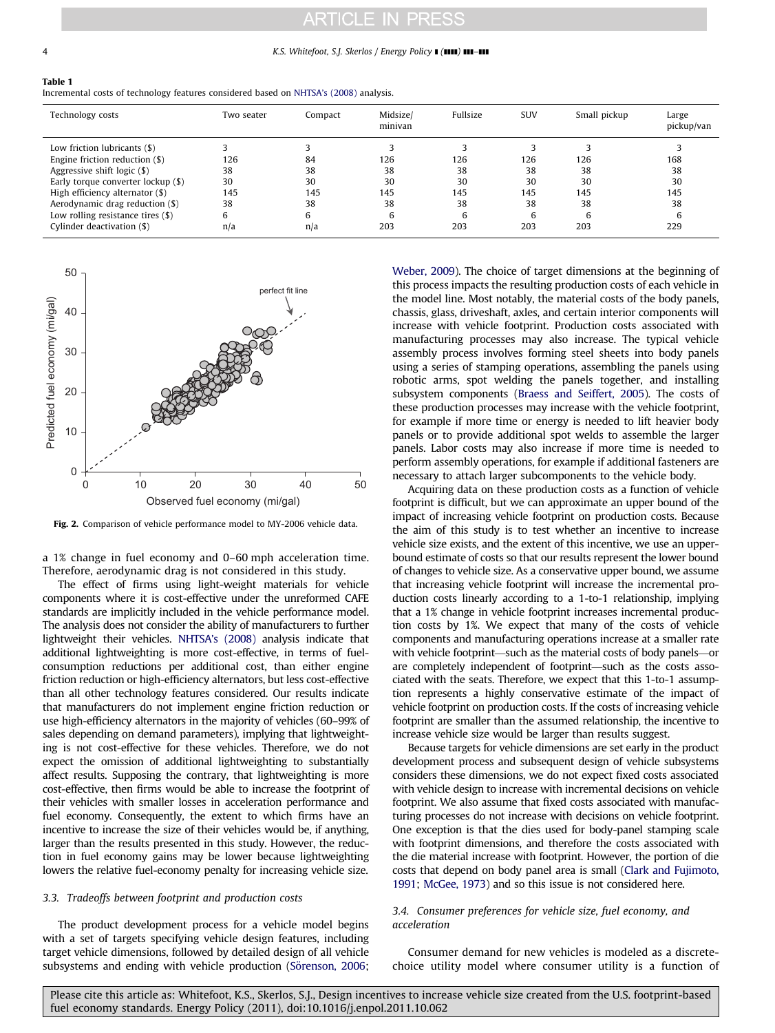**Table 1**
Incremental costs of technology features considered based on NHTSA's (2008) analysis.

| Technology costs | Two seater | Compact | Midsize/minivan | Fullsize | SUV | Small pickup | Large pickup/van |
|---|---|---|---|---|---|---|---|
| Low friction lubricants ($) | 3 | 3 | 3 | 3 | 3 | 3 | 3 |
| Engine friction reduction ($) | 126 | 84 | 126 | 126 | 126 | 126 | 168 |
| Aggressive shift logic ($) | 38 | 38 | 38 | 38 | 38 | 38 | 38 |
| Early torque converter lockup ($) | 30 | 30 | 30 | 30 | 30 | 30 | 30 |
| High efficiency alternator ($) | 145 | 145 | 145 | 145 | 145 | 145 | 145 |
| Aerodynamic drag reduction ($) | 38 | 38 | 38 | 38 | 38 | 38 | 38 |
| Low rolling resistance tires ($) | 6 | 6 | 6 | 6 | 6 | 6 | 6 |
| Cylinder deactivation ($) | n/a | n/a | 203 | 203 | 203 | 203 | 229 |

**Fig. 2.** Comparison of vehicle performance model to MY-2006 vehicle data.

a 1% change in fuel economy and 0–60 mph acceleration time. Therefore, aerodynamic drag is not considered in this study.

The effect of firms using light-weight materials for vehicle components where it is cost-effective under the unreformed CAFE standards are implicitly included in the vehicle performance model. The analysis does not consider the ability of manufacturers to further lightweight their vehicles. NHTSA's (2008) analysis indicate that additional lightweighting is more cost-effective, in terms of fuel-consumption reductions per additional cost, than either engine friction reduction or high-efficiency alternators, but less cost-effective than all other technology features considered. Our results indicate that manufacturers do not implement engine friction reduction or use high-efficiency alternators in the majority of vehicles (60–99% of sales depending on demand parameters), implying that lightweighting is not cost-effective for these vehicles. Therefore, we do not expect the omission of additional lightweighting to substantially affect results. Supposing the contrary, that lightweighting is more cost-effective, then firms would be able to increase the footprint of their vehicles with smaller losses in acceleration performance and fuel economy. Consequently, the extent to which firms have an incentive to increase the size of their vehicles would be, if anything, larger than the results presented in this study. However, the reduction in fuel economy gains may be lower because lightweighting lowers the relative fuel-economy penalty for increasing vehicle size.

### 3.3. Tradeoffs between footprint and production costs

The product development process for a vehicle model begins with a set of targets specifying vehicle design features, including target vehicle dimensions, followed by detailed design of all vehicle subsystems and ending with vehicle production (Sörenson, 2006; Weber, 2009). The choice of target dimensions at the beginning of this process impacts the resulting production costs of each vehicle in the model line. Most notably, the material costs of the body panels, chassis, glass, driveshaft, axles, and certain interior components will increase with vehicle footprint. Production costs associated with manufacturing processes may also increase. The typical vehicle assembly process involves forming steel sheets into body panels using a series of stamping operations, assembling the panels using robotic arms, spot welding the panels together, and installing subsystem components (Braess and Seiffert, 2005). The costs of these production processes may increase with the vehicle footprint, for example if more time or energy is needed to lift heavier body panels or to provide additional spot welds to assemble the larger panels. Labor costs may also increase if more time is needed to perform assembly operations, for example if additional fasteners are necessary to attach larger subcomponents to the vehicle body.

Acquiring data on these production costs as a function of vehicle footprint is difficult, but we can approximate an upper bound of the impact of increasing vehicle footprint on production costs. Because the aim of this study is to test whether an incentive to increase vehicle size exists, and the extent of this incentive, we use an upper-bound estimate of costs so that our results represent the lower bound of changes to vehicle size. As a conservative upper bound, we assume that increasing vehicle footprint will increase the incremental production costs linearly according to a 1-to-1 relationship, implying that a 1% change in vehicle footprint increases incremental production costs by 1%. We expect that many of the costs of vehicle components and manufacturing operations increase at a smaller rate with vehicle footprint—such as the material costs of body panels—or are completely independent of footprint—such as the costs associated with the seats. Therefore, we expect that this 1-to-1 assumption represents a highly conservative estimate of the impact of vehicle footprint on production costs. If the costs of increasing vehicle footprint are smaller than the assumed relationship, the incentive to increase vehicle size would be larger than results suggest.

Because targets for vehicle dimensions are set early in the product development process and subsequent design of vehicle subsystems considers these dimensions, we do not expect fixed costs associated with vehicle design to increase with incremental decisions on vehicle footprint. We also assume that fixed costs associated with manufacturing processes do not increase with vehicle footprint. One exception is that the dies used for body-panel stamping scale with footprint dimensions, and therefore the costs associated with the die material increase with footprint. However, the portion of die costs that depend on body panel area is small (Clark and Fujimoto, 1991; McGee, 1973) and so this issue is not considered here.

### 3.4. Consumer preferences for vehicle size, fuel economy, and acceleration

Consumer demand for new vehicles is modeled as a discrete-choice utility model where consumer utility is a function of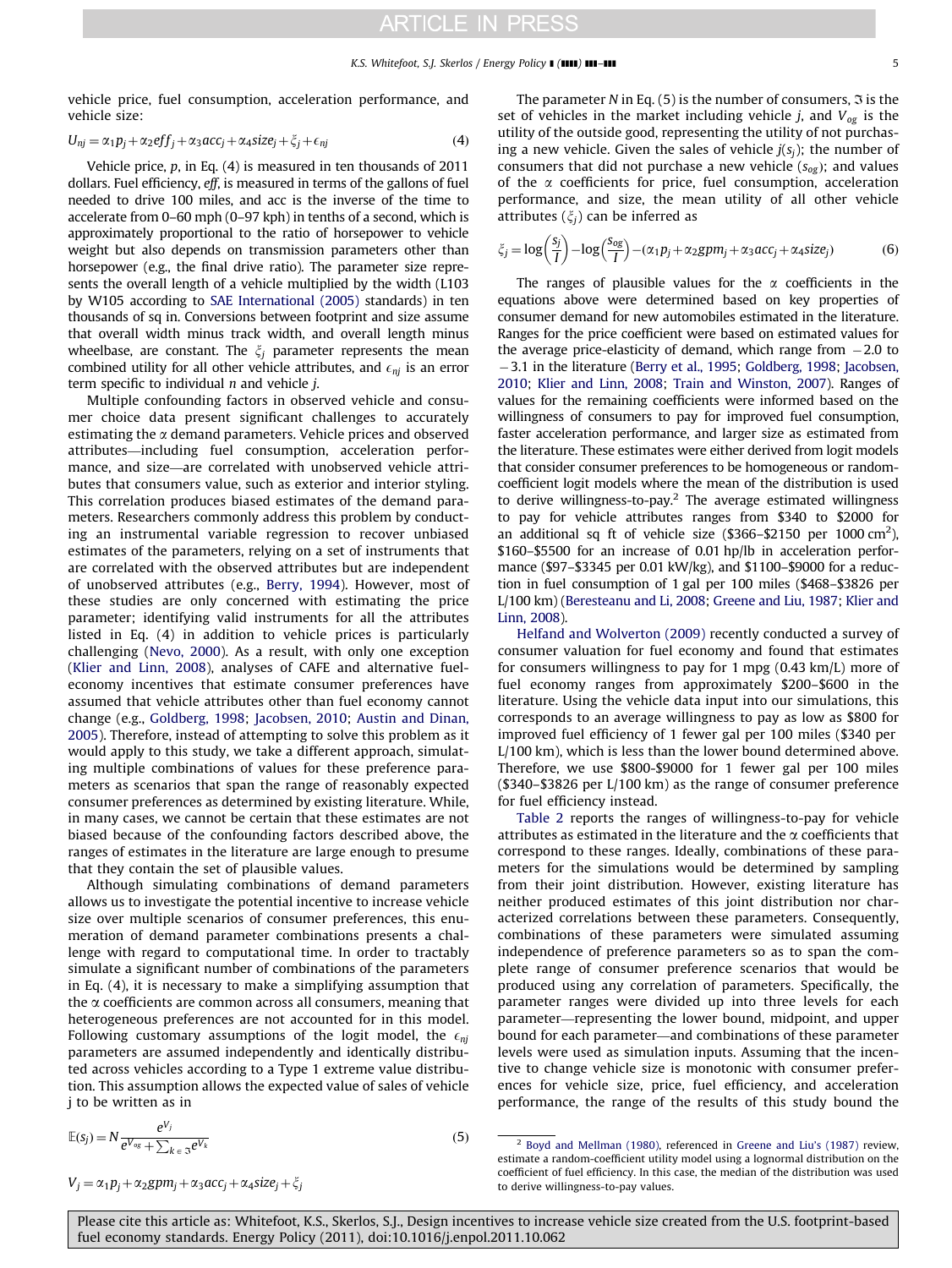vehicle price, fuel consumption, acceleration performance, and vehicle size:

$$U_{nj} = \alpha_1 p_j + \alpha_2 eff_j + \alpha_3 acc_j + \alpha_4 size_j + \xi_j + \epsilon_{nj} \tag{4}$$

Vehicle price, $p$, in Eq. (4) is measured in ten thousands of 2011 dollars. Fuel efficiency, $eff$, is measured in terms of the gallons of fuel needed to drive 100 miles, and acc is the inverse of the time to accelerate from 0–60 mph (0–97 kph) in tenths of a second, which is approximately proportional to the ratio of horsepower to vehicle weight but also depends on transmission parameters other than horsepower (e.g., the final drive ratio). The parameter size represents the overall length of a vehicle multiplied by the width (L103 by W105 according to SAE International (2005) standards) in ten thousands of sq in. Conversions between footprint and size assume that overall width minus track width, and overall length minus wheelbase, are constant. The $\xi_j$ parameter represents the mean combined utility for all other vehicle attributes, and $\epsilon_{nj}$ is an error term specific to individual $n$ and vehicle $j$.

Multiple confounding factors in observed vehicle and consumer choice data present significant challenges to accurately estimating the $\alpha$ demand parameters. Vehicle prices and observed attributes—including fuel consumption, acceleration performance, and size—are correlated with unobserved vehicle attributes that consumers value, such as exterior and interior styling. This correlation produces biased estimates of the demand parameters. Researchers commonly address this problem by conducting an instrumental variable regression to recover unbiased estimates of the parameters, relying on a set of instruments that are correlated with the observed attributes but are independent of unobserved attributes (e.g., Berry, 1994). However, most of these studies are only concerned with estimating the price parameter; identifying valid instruments for all the attributes listed in Eq. (4) in addition to vehicle prices is particularly challenging (Nevo, 2000). As a result, with only one exception (Klier and Linn, 2008), analyses of CAFE and alternative fuel-economy incentives that estimate consumer preferences have assumed that vehicle attributes other than fuel economy cannot change (e.g., Goldberg, 1998; Jacobsen, 2010; Austin and Dinan, 2005). Therefore, instead of attempting to solve this problem as it would apply to this study, we take a different approach, simulating multiple combinations of values for these preference parameters as scenarios that span the range of reasonably expected consumer preferences as determined by existing literature. While, in many cases, we cannot be certain that these estimates are not biased because of the confounding factors described above, the ranges of estimates in the literature are large enough to presume that they contain the set of plausible values.

Although simulating combinations of demand parameters allows us to investigate the potential incentive to increase vehicle size over multiple scenarios of consumer preferences, this enumeration of demand parameter combinations presents a challenge with regard to computational time. In order to tractably simulate a significant number of combinations of the parameters in Eq. (4), it is necessary to make a simplifying assumption that the $\alpha$ coefficients are common across all consumers, meaning that heterogeneous preferences are not accounted for in this model. Following customary assumptions of the logit model, the $\epsilon_{nj}$ parameters are assumed independently and identically distributed across vehicles according to a Type 1 extreme value distribution. This assumption allows the expected value of sales of vehicle j to be written as in

$$\mathbb{E}(s_j) = N \frac{e^{V_j}}{e^{V_{og}} + \sum_{k \in \Im} e^{V_k}} \tag{5}$$

$$V_j = \alpha_1 p_j + \alpha_2 gpm_j + \alpha_3 acc_j + \alpha_4 size_j + \xi_j$$

The parameter $N$ in Eq. (5) is the number of consumers, $\Im$ is the set of vehicles in the market including vehicle $j$, and $V_{og}$ is the utility of the outside good, representing the utility of not purchasing a new vehicle. Given the sales of vehicle $j(s_j)$; the number of consumers that did not purchase a new vehicle ($s_{og}$); and values of the $\alpha$ coefficients for price, fuel consumption, acceleration performance, and size, the mean utility of all other vehicle attributes ($\xi_j$) can be inferred as

$$\xi_j = \log\left(\frac{s_j}{I}\right) - \log\left(\frac{s_{og}}{I}\right) - (\alpha_1 p_j + \alpha_2 gpm_j + \alpha_3 acc_j + \alpha_4 size_j) \tag{6}$$

The ranges of plausible values for the $\alpha$ coefficients in the equations above were determined based on key properties of consumer demand for new automobiles estimated in the literature. Ranges for the price coefficient were based on estimated values for the average price-elasticity of demand, which range from $-2.0$ to $-3.1$ in the literature (Berry et al., 1995; Goldberg, 1998; Jacobsen, 2010; Klier and Linn, 2008; Train and Winston, 2007). Ranges of values for the remaining coefficients were informed based on the willingness of consumers to pay for improved fuel consumption, faster acceleration performance, and larger size as estimated from the literature. These estimates were either derived from logit models that consider consumer preferences to be homogeneous or random-coefficient logit models where the mean of the distribution is used to derive willingness-to-pay.[2] The average estimated willingness to pay for vehicle attributes ranges from \$340 to \$2000 for an additional sq ft of vehicle size (\$366–\$2150 per 1000 cm$^2$), \$160–\$5500 for an increase of 0.01 hp/lb in acceleration performance (\$97–\$3345 per 0.01 kW/kg), and \$1100–\$9000 for a reduction in fuel consumption of 1 gal per 100 miles (\$468–\$3826 per L/100 km) (Beresteanu and Li, 2008; Greene and Liu, 1987; Klier and Linn, 2008).

Helfand and Wolverton (2009) recently conducted a survey of consumer valuation for fuel economy and found that estimates for consumers willingness to pay for 1 mpg (0.43 km/L) more of fuel economy ranges from approximately \$200–\$600 in the literature. Using the vehicle data input into our simulations, this corresponds to an average willingness to pay as low as \$800 for improved fuel efficiency of 1 fewer gal per 100 miles (\$340 per L/100 km), which is less than the lower bound determined above. Therefore, we use \$800-\$9000 for 1 fewer gal per 100 miles (\$340–\$3826 per L/100 km) as the range of consumer preference for fuel efficiency instead.

Table 2 reports the ranges of willingness-to-pay for vehicle attributes as estimated in the literature and the $\alpha$ coefficients that correspond to these ranges. Ideally, combinations of these parameters for the simulations would be determined by sampling from their joint distribution. However, existing literature has neither produced estimates of this joint distribution nor characterized correlations between these parameters. Consequently, combinations of these parameters were simulated assuming independence of preference parameters so as to span the complete range of consumer preference scenarios that would be produced using any correlation of parameters. Specifically, the parameter ranges were divided up into three levels for each parameter—representing the lower bound, midpoint, and upper bound for each parameter—and combinations of these parameter levels were used as simulation inputs. Assuming that the incentive to change vehicle size is monotonic with consumer preferences for vehicle size, price, fuel efficiency, and acceleration performance, the range of the results of this study bound the

[2] Boyd and Mellman (1980), referenced in Greene and Liu's (1987) review, estimate a random-coefficient utility model using a lognormal distribution on the coefficient of fuel efficiency. In this case, the median of the distribution was used to derive willingness-to-pay values.

Please cite this article as: Whitefoot, K.S., Skerlos, S.J., Design incentives to increase vehicle size created from the U.S. footprint-based fuel economy standards. Energy Policy (2011), doi:10.1016/j.enpol.2011.10.062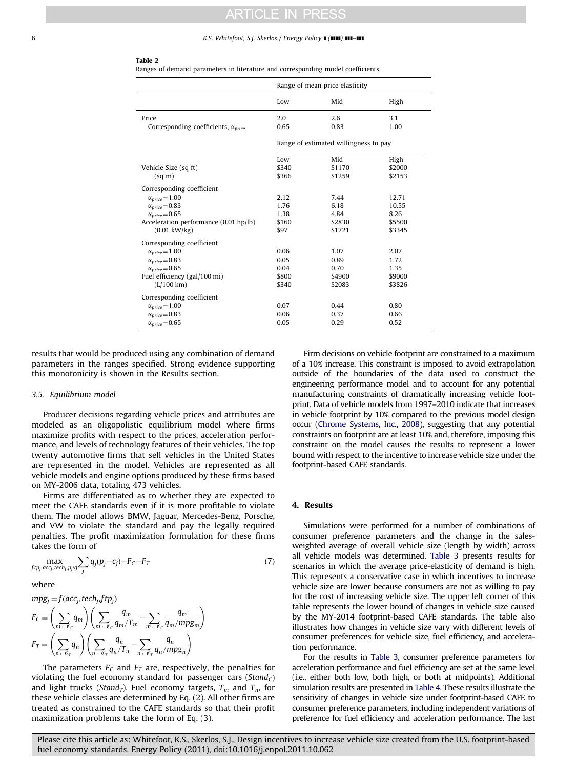**Table 2**
Ranges of demand parameters in literature and corresponding model coefficients.

| | Range of mean price elasticity | | |
|---|---|---|---|
| | Low | Mid | High |
| Price | 2.0 | 2.6 | 3.1 |
| Corresponding coefficients, $\alpha_{price}$ | 0.65 | 0.83 | 1.00 |
| | Range of estimated willingness to pay | | |
| | Low | Mid | High |
| Vehicle Size (sq ft) | \$340 | \$1170 | \$2000 |
| (sq m) | \$366 | \$1259 | \$2153 |
| Corresponding coefficient | | | |
| $\alpha_{price}=1.00$ | 2.12 | 7.44 | 12.71 |
| $\alpha_{price}=0.83$ | 1.76 | 6.18 | 10.55 |
| $\alpha_{price}=0.65$ | 1.38 | 4.84 | 8.26 |
| Acceleration performance (0.01 hp/lb) | \$160 | \$2830 | \$5500 |
| (0.01 kW/kg) | \$97 | \$1721 | \$3345 |
| Corresponding coefficient | | | |
| $\alpha_{price}=1.00$ | 0.06 | 1.07 | 2.07 |
| $\alpha_{price}=0.83$ | 0.05 | 0.89 | 1.72 |
| $\alpha_{price}=0.65$ | 0.04 | 0.70 | 1.35 |
| Fuel efficiency (gal/100 mi) | \$800 | \$4900 | \$9000 |
| (L/100 km) | \$340 | \$2083 | \$3826 |
| Corresponding coefficient | | | |
| $\alpha_{price}=1.00$ | 0.07 | 0.44 | 0.80 |
| $\alpha_{price}=0.83$ | 0.06 | 0.37 | 0.66 |
| $\alpha_{price}=0.65$ | 0.05 | 0.29 | 0.52 |

results that would be produced using any combination of demand parameters in the ranges specified. Strong evidence supporting this monotonicity is shown in the Results section.

### 3.5. Equilibrium model

Producer decisions regarding vehicle prices and attributes are modeled as an oligopolistic equilibrium model where firms maximize profits with respect to the prices, acceleration performance, and levels of technology features of their vehicles. The top twenty automotive firms that sell vehicles in the United States are represented in the model. Vehicles are represented as all vehicle models and engine options produced by these firms based on MY-2006 data, totaling 473 vehicles.

Firms are differentiated as to whether they are expected to meet the CAFE standards even if it is more profitable to violate them. The model allows BMW, Jaguar, Mercedes-Benz, Porsche, and VW to violate the standard and pay the legally required penalties. The profit maximization formulation for these firms takes the form of

$$\max_{ftp_j, acc_j, tech_j, p_j \forall j} \sum_j q_j(p_j - c_j) - F_C - F_T \tag{7}$$

where

$$mpg_j = f(acc_j, tech_j, ftp_j)$$

$$F_C = \left(\sum_{m \in \mathfrak{C}_C} q_m\right)\left(\sum_{m \in \mathfrak{C}_C} \frac{q_m}{q_m/T_m} - \sum_{m \in \mathfrak{C}_C} \frac{q_m}{q_m/mpg_m}\right)$$

$$F_T = \left(\sum_{n \in \mathfrak{C}_T} q_n\right)\left(\sum_{n \in \mathfrak{C}_T} \frac{q_n}{q_n/T_n} - \sum_{n \in \mathfrak{C}_T} \frac{q_n}{q_n/mpg_n}\right)$$

The parameters $F_C$ and $F_T$ are, respectively, the penalties for violating the fuel economy standard for passenger cars ($Stand_C$) and light trucks ($Stand_T$). Fuel economy targets, $T_m$ and $T_n$, for these vehicle classes are determined by Eq. (2). All other firms are treated as constrained to the CAFE standards so that their profit maximization problems take the form of Eq. (3).

Firm decisions on vehicle footprint are constrained to a maximum of a 10% increase. This constraint is imposed to avoid extrapolation outside of the boundaries of the data used to construct the engineering performance model and to account for any potential manufacturing constraints of dramatically increasing vehicle footprint. Data of vehicle models from 1997–2010 indicate that increases in vehicle footprint by 10% compared to the previous model design occur (Chrome Systems, Inc., 2008), suggesting that any potential constraints on footprint are at least 10% and, therefore, imposing this constraint on the model causes the results to represent a lower bound with respect to the incentive to increase vehicle size under the footprint-based CAFE standards.

## 4. Results

Simulations were performed for a number of combinations of consumer preference parameters and the change in the sales-weighted average of overall vehicle size (length by width) across all vehicle models was determined. Table 3 presents results for scenarios in which the average price-elasticity of demand is high. This represents a conservative case in which incentives to increase vehicle size are lower because consumers are not as willing to pay for the cost of increasing vehicle size. The upper left corner of this table represents the lower bound of changes in vehicle size caused by the MY-2014 footprint-based CAFE standards. The table also illustrates how changes in vehicle size vary with different levels of consumer preferences for vehicle size, fuel efficiency, and acceleration performance.

For the results in Table 3, consumer preference parameters for acceleration performance and fuel efficiency are set at the same level (i.e., either both low, both high, or both at midpoints). Additional simulation results are presented in Table 4. These results illustrate the sensitivity of changes in vehicle size under footprint-based CAFE to consumer preference parameters, including independent variations of preference for fuel efficiency and acceleration performance. The last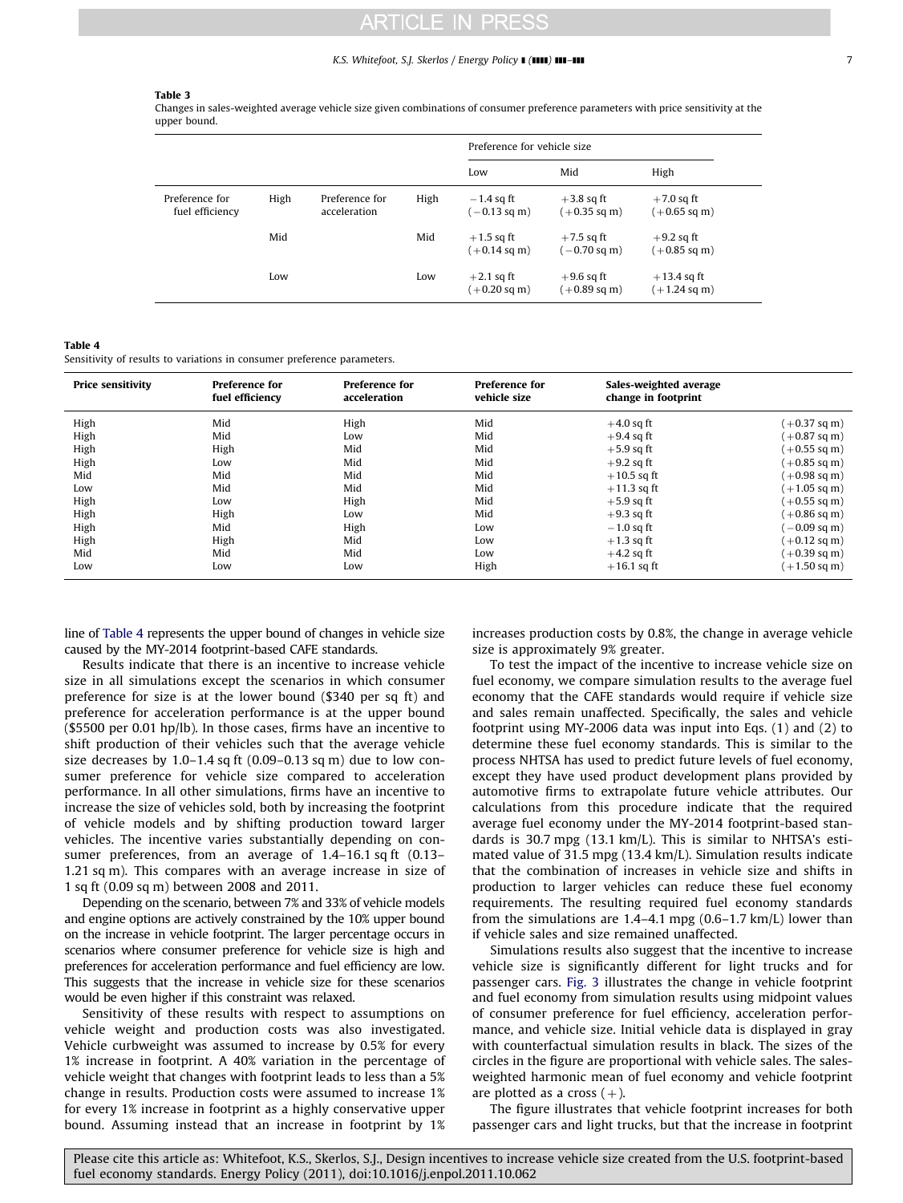**Table 3**
Changes in sales-weighted average vehicle size given combinations of consumer preference parameters with price sensitivity at the upper bound.

| | | | | Preference for vehicle size | | |
|---|---|---|---|---|---|---|
| | | | | Low | Mid | High |
| Preference for fuel efficiency | High | Preference for acceleration | High | −1.4 sq ft (−0.13 sq m) | +3.8 sq ft (+0.35 sq m) | +7.0 sq ft (+0.65 sq m) |
| | Mid | | Mid | +1.5 sq ft (+0.14 sq m) | +7.5 sq ft (−0.70 sq m) | +9.2 sq ft (+0.85 sq m) |
| | Low | | Low | +2.1 sq ft (+0.20 sq m) | +9.6 sq ft (+0.89 sq m) | +13.4 sq ft (+1.24 sq m) |

**Table 4**
Sensitivity of results to variations in consumer preference parameters.

| Price sensitivity | Preference for fuel efficiency | Preference for acceleration | Preference for vehicle size | Sales-weighted average change in footprint | |
|---|---|---|---|---|---|
| High | Mid | High | Mid | +4.0 sq ft | (+0.37 sq m) |
| High | Mid | Low | Mid | +9.4 sq ft | (+0.87 sq m) |
| High | High | Mid | Mid | +5.9 sq ft | (+0.55 sq m) |
| High | Low | Mid | Mid | +9.2 sq ft | (+0.85 sq m) |
| Mid | Mid | Mid | Mid | +10.5 sq ft | (+0.98 sq m) |
| Low | Mid | Mid | Mid | +11.3 sq ft | (+1.05 sq m) |
| High | Low | High | Mid | +5.9 sq ft | (+0.55 sq m) |
| High | High | Low | Mid | +9.3 sq ft | (+0.86 sq m) |
| High | Mid | High | Low | −1.0 sq ft | (−0.09 sq m) |
| High | High | Mid | Low | +1.3 sq ft | (+0.12 sq m) |
| Mid | Mid | Mid | Low | +4.2 sq ft | (+0.39 sq m) |
| Low | Low | Low | High | +16.1 sq ft | (+1.50 sq m) |

line of Table 4 represents the upper bound of changes in vehicle size caused by the MY-2014 footprint-based CAFE standards.

Results indicate that there is an incentive to increase vehicle size in all simulations except the scenarios in which consumer preference for size is at the lower bound ($340 per sq ft) and preference for acceleration performance is at the upper bound ($5500 per 0.01 hp/lb). In those cases, firms have an incentive to shift production of their vehicles such that the average vehicle size decreases by 1.0–1.4 sq ft (0.09–0.13 sq m) due to low consumer preference for vehicle size compared to acceleration performance. In all other simulations, firms have an incentive to increase the size of vehicles sold, both by increasing the footprint of vehicle models and by shifting production toward larger vehicles. The incentive varies substantially depending on consumer preferences, from an average of 1.4–16.1 sq ft (0.13–1.21 sq m). This compares with an average increase in size of 1 sq ft (0.09 sq m) between 2008 and 2011.

Depending on the scenario, between 7% and 33% of vehicle models and engine options are actively constrained by the 10% upper bound on the increase in vehicle footprint. The larger percentage occurs in scenarios where consumer preference for vehicle size is high and preferences for acceleration performance and fuel efficiency are low. This suggests that the increase in vehicle size for these scenarios would be even higher if this constraint was relaxed.

Sensitivity of these results with respect to assumptions on vehicle weight and production costs was also investigated. Vehicle curbweight was assumed to increase by 0.5% for every 1% increase in footprint. A 40% variation in the percentage of vehicle weight that changes with footprint leads to less than a 5% change in results. Production costs were assumed to increase 1% for every 1% increase in footprint as a highly conservative upper bound. Assuming instead that an increase in footprint by 1% increases production costs by 0.8%, the change in average vehicle size is approximately 9% greater.

To test the impact of the incentive to increase vehicle size on fuel economy, we compare simulation results to the average fuel economy that the CAFE standards would require if vehicle size and sales remain unaffected. Specifically, the sales and vehicle footprint using MY-2006 data was input into Eqs. (1) and (2) to determine these fuel economy standards. This is similar to the process NHTSA has used to predict future levels of fuel economy, except they have used product development plans provided by automotive firms to extrapolate future vehicle attributes. Our calculations from this procedure indicate that the required average fuel economy under the MY-2014 footprint-based standards is 30.7 mpg (13.1 km/L). This is similar to NHTSA's estimated value of 31.5 mpg (13.4 km/L). Simulation results indicate that the combination of increases in vehicle size and shifts in production to larger vehicles can reduce these fuel economy requirements. The resulting required fuel economy standards from the simulations are 1.4–4.1 mpg (0.6–1.7 km/L) lower than if vehicle sales and size remained unaffected.

Simulations results also suggest that the incentive to increase vehicle size is significantly different for light trucks and for passenger cars. Fig. 3 illustrates the change in vehicle footprint and fuel economy from simulation results using midpoint values of consumer preference for fuel efficiency, acceleration performance, and vehicle size. Initial vehicle data is displayed in gray with counterfactual simulation results in black. The sizes of the circles in the figure are proportional with vehicle sales. The sales-weighted harmonic mean of fuel economy and vehicle footprint are plotted as a cross (+).

The figure illustrates that vehicle footprint increases for both passenger cars and light trucks, but that the increase in footprint

Please cite this article as: Whitefoot, K.S., Skerlos, S.J., Design incentives to increase vehicle size created from the U.S. footprint-based fuel economy standards. Energy Policy (2011), doi:10.1016/j.enpol.2011.10.062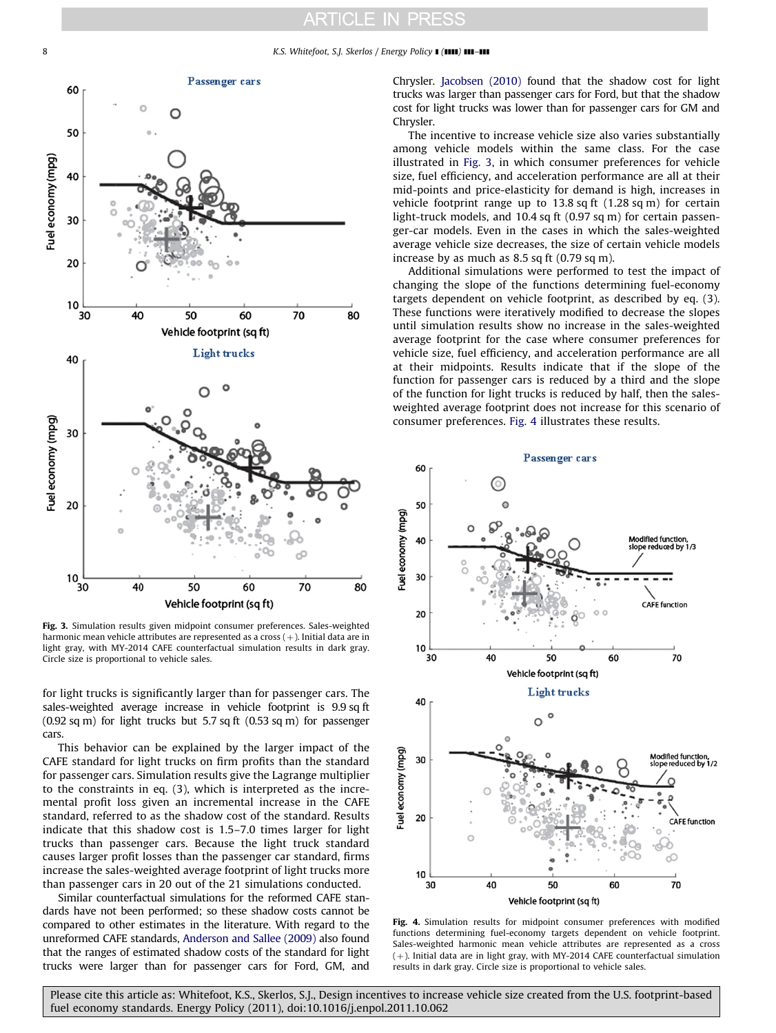Fig. 3. Simulation results given midpoint consumer preferences. Sales-weighted harmonic mean vehicle attributes are represented as a cross (+). Initial data are in light gray, with MY-2014 CAFE counterfactual simulation results in dark gray. Circle size is proportional to vehicle sales.

for light trucks is significantly larger than for passenger cars. The sales-weighted average increase in vehicle footprint is 9.9 sq ft (0.92 sq m) for light trucks but 5.7 sq ft (0.53 sq m) for passenger cars.

This behavior can be explained by the larger impact of the CAFE standard for light trucks on firm profits than the standard for passenger cars. Simulation results give the Lagrange multiplier to the constraints in eq. (3), which is interpreted as the incremental profit loss given an incremental increase in the CAFE standard, referred to as the shadow cost of the standard. Results indicate that this shadow cost is 1.5–7.0 times larger for light trucks than passenger cars. Because the light truck standard causes larger profit losses than the passenger car standard, firms increase the sales-weighted average footprint of light trucks more than passenger cars in 20 out of the 21 simulations conducted.

Similar counterfactual simulations for the reformed CAFE standards have not been performed; so these shadow costs cannot be compared to other estimates in the literature. With regard to the unreformed CAFE standards, Anderson and Sallee (2009) also found that the ranges of estimated shadow costs of the standard for light trucks were larger than for passenger cars for Ford, GM, and Chrysler. Jacobsen (2010) found that the shadow cost for light trucks was larger than passenger cars for Ford, but that the shadow cost for light trucks was lower than for passenger cars for GM and Chrysler.

The incentive to increase vehicle size also varies substantially among vehicle models within the same class. For the case illustrated in Fig. 3, in which consumer preferences for vehicle size, fuel efficiency, and acceleration performance are all at their mid-points and price-elasticity for demand is high, increases in vehicle footprint range up to 13.8 sq ft (1.28 sq m) for certain light-truck models, and 10.4 sq ft (0.97 sq m) for certain passenger-car models. Even in the cases in which the sales-weighted average vehicle size decreases, the size of certain vehicle models increase by as much as 8.5 sq ft (0.79 sq m).

Additional simulations were performed to test the impact of changing the slope of the functions determining fuel-economy targets dependent on vehicle footprint, as described by eq. (3). These functions were iteratively modified to decrease the slopes until simulation results show no increase in the sales-weighted average footprint for the case where consumer preferences for vehicle size, fuel efficiency, and acceleration performance are all at their midpoints. Results indicate that if the slope of the function for passenger cars is reduced by a third and the slope of the function for light trucks is reduced by half, then the sales-weighted average footprint does not increase for this scenario of consumer preferences. Fig. 4 illustrates these results.

Fig. 4. Simulation results for midpoint consumer preferences with modified functions determining fuel-economy targets dependent on vehicle footprint. Sales-weighted harmonic mean vehicle attributes are represented as a cross (+). Initial data are in light gray, with MY-2014 CAFE counterfactual simulation results in dark gray. Circle size is proportional to vehicle sales.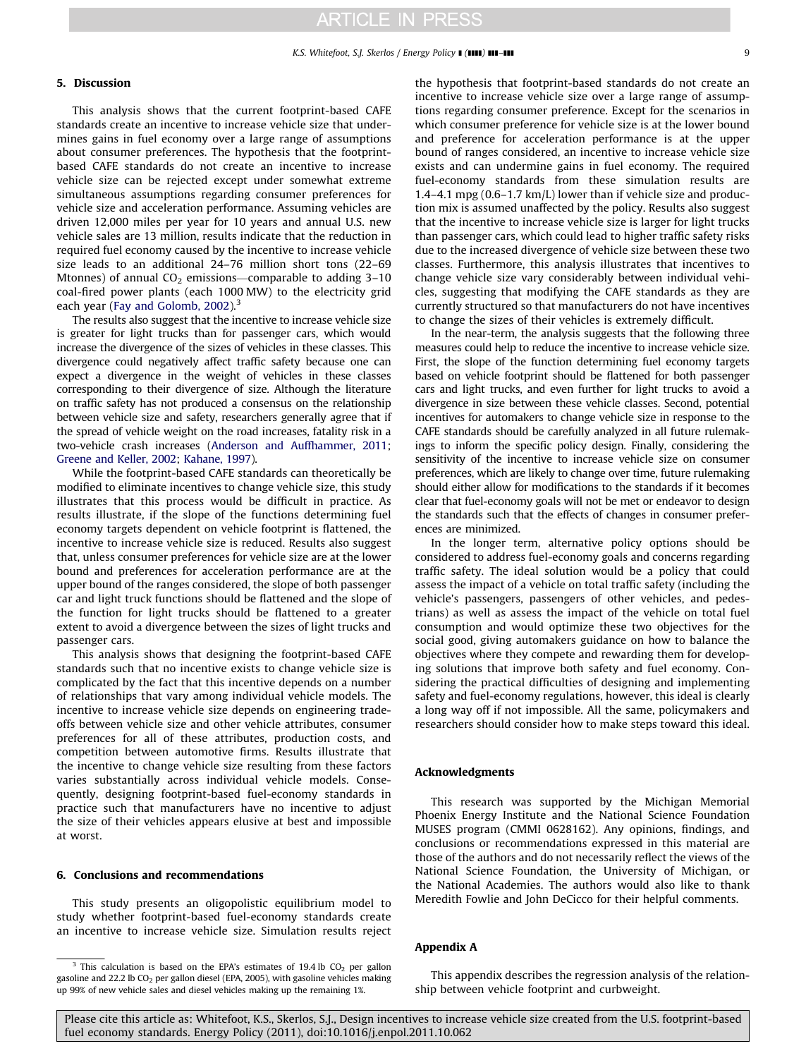## 5. Discussion

This analysis shows that the current footprint-based CAFE standards create an incentive to increase vehicle size that undermines gains in fuel economy over a large range of assumptions about consumer preferences. The hypothesis that the footprint-based CAFE standards do not create an incentive to increase vehicle size can be rejected except under somewhat extreme simultaneous assumptions regarding consumer preferences for vehicle size and acceleration performance. Assuming vehicles are driven 12,000 miles per year for 10 years and annual U.S. new vehicle sales are 13 million, results indicate that the reduction in required fuel economy caused by the incentive to increase vehicle size leads to an additional 24–76 million short tons (22–69 Mtonnes) of annual $CO_2$ emissions—comparable to adding 3–10 coal-fired power plants (each 1000 MW) to the electricity grid each year (Fay and Golomb, 2002).[3]

The results also suggest that the incentive to increase vehicle size is greater for light trucks than for passenger cars, which would increase the divergence of the sizes of vehicles in these classes. This divergence could negatively affect traffic safety because one can expect a divergence in the weight of vehicles in these classes corresponding to their divergence of size. Although the literature on traffic safety has not produced a consensus on the relationship between vehicle size and safety, researchers generally agree that if the spread of vehicle weight on the road increases, fatality risk in a two-vehicle crash increases (Anderson and Auffhammer, 2011; Greene and Keller, 2002; Kahane, 1997).

While the footprint-based CAFE standards can theoretically be modified to eliminate incentives to change vehicle size, this study illustrates that this process would be difficult in practice. As results illustrate, if the slope of the functions determining fuel economy targets dependent on vehicle footprint is flattened, the incentive to increase vehicle size is reduced. Results also suggest that, unless consumer preferences for vehicle size are at the lower bound and preferences for acceleration performance are at the upper bound of the ranges considered, the slope of both passenger car and light truck functions should be flattened and the slope of the function for light trucks should be flattened to a greater extent to avoid a divergence between the sizes of light trucks and passenger cars.

This analysis shows that designing the footprint-based CAFE standards such that no incentive exists to change vehicle size is complicated by the fact that this incentive depends on a number of relationships that vary among individual vehicle models. The incentive to increase vehicle size depends on engineering tradeoffs between vehicle size and other vehicle attributes, consumer preferences for all of these attributes, production costs, and competition between automotive firms. Results illustrate that the incentive to change vehicle size resulting from these factors varies substantially across individual vehicle models. Consequently, designing footprint-based fuel-economy standards in practice such that manufacturers have no incentive to adjust the size of their vehicles appears elusive at best and impossible at worst.

## 6. Conclusions and recommendations

This study presents an oligopolistic equilibrium model to study whether footprint-based fuel-economy standards create an incentive to increase vehicle size. Simulation results reject the hypothesis that footprint-based standards do not create an incentive to increase vehicle size over a large range of assumptions regarding consumer preference. Except for the scenarios in which consumer preference for vehicle size is at the lower bound and preference for acceleration performance is at the upper bound of ranges considered, an incentive to increase vehicle size exists and can undermine gains in fuel economy. The required fuel-economy standards from these simulation results are 1.4–4.1 mpg (0.6–1.7 km/L) lower than if vehicle size and production mix is assumed unaffected by the policy. Results also suggest that the incentive to increase vehicle size is larger for light trucks than passenger cars, which could lead to higher traffic safety risks due to the increased divergence of vehicle size between these two classes. Furthermore, this analysis illustrates that incentives to change vehicle size vary considerably between individual vehicles, suggesting that modifying the CAFE standards as they are currently structured so that manufacturers do not have incentives to change the sizes of their vehicles is extremely difficult.

In the near-term, the analysis suggests that the following three measures could help to reduce the incentive to increase vehicle size. First, the slope of the function determining fuel economy targets based on vehicle footprint should be flattened for both passenger cars and light trucks, and even further for light trucks to avoid a divergence in size between these vehicle classes. Second, potential incentives for automakers to change vehicle size in response to the CAFE standards should be carefully analyzed in all future rulemakings to inform the specific policy design. Finally, considering the sensitivity of the incentive to increase vehicle size on consumer preferences, which are likely to change over time, future rulemaking should either allow for modifications to the standards if it becomes clear that fuel-economy goals will not be met or endeavor to design the standards such that the effects of changes in consumer preferences are minimized.

In the longer term, alternative policy options should be considered to address fuel-economy goals and concerns regarding traffic safety. The ideal solution would be a policy that could assess the impact of a vehicle on total traffic safety (including the vehicle's passengers, passengers of other vehicles, and pedestrians) as well as assess the impact of the vehicle on total fuel consumption and would optimize these two objectives for the social good, giving automakers guidance on how to balance the objectives where they compete and rewarding them for developing solutions that improve both safety and fuel economy. Considering the practical difficulties of designing and implementing safety and fuel-economy regulations, however, this ideal is clearly a long way off if not impossible. All the same, policymakers and researchers should consider how to make steps toward this ideal.

## Acknowledgments

This research was supported by the Michigan Memorial Phoenix Energy Institute and the National Science Foundation MUSES program (CMMI 0628162). Any opinions, findings, and conclusions or recommendations expressed in this material are those of the authors and do not necessarily reflect the views of the National Science Foundation, the University of Michigan, or the National Academies. The authors would also like to thank Meredith Fowlie and John DeCicco for their helpful comments.

## Appendix A

This appendix describes the regression analysis of the relationship between vehicle footprint and curbweight.

[3] This calculation is based on the EPA's estimates of 19.4 lb $CO_2$ per gallon gasoline and 22.2 lb $CO_2$ per gallon diesel (EPA, 2005), with gasoline vehicles making up 99% of new vehicle sales and diesel vehicles making up the remaining 1%.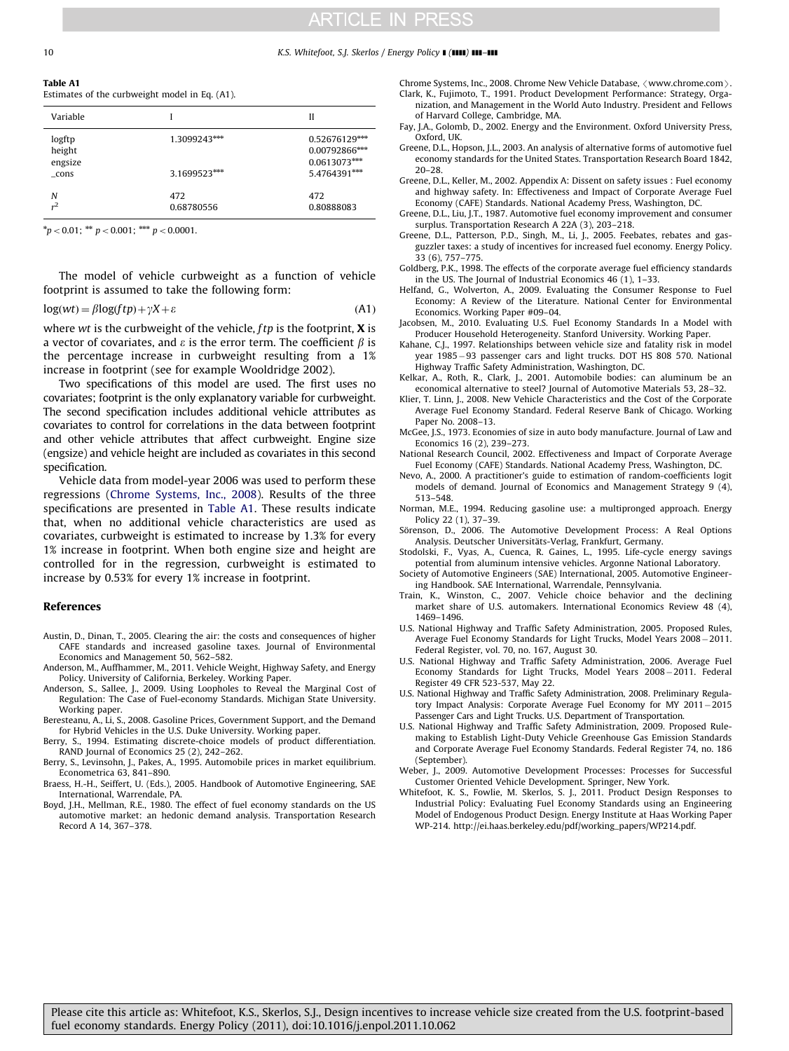**Table A1**
Estimates of the curbweight model in Eq. (A1).

| Variable | I | II |
|---|---|---|
| logftp | 1.3099243*** | 0.52676129*** |
| height | | 0.00792866*** |
| engsize | | 0.0613073*** |
| _cons | 3.1699523*** | 5.4764391*** |
| $N$ | 472 | 472 |
| $r^2$ | 0.68780556 | 0.80888083 |

*$p < 0.01$; ** $p < 0.001$; *** $p < 0.0001$.

The model of vehicle curbweight as a function of vehicle footprint is assumed to take the following form:

$$\log(wt) = \beta \log(ftp) + \gamma X + \varepsilon \tag{A1}$$

where $wt$ is the curbweight of the vehicle, $ftp$ is the footprint, $\mathbf{X}$ is a vector of covariates, and $\varepsilon$ is the error term. The coefficient $\beta$ is the percentage increase in curbweight resulting from a 1% increase in footprint (see for example Wooldridge 2002).

Two specifications of this model are used. The first uses no covariates; footprint is the only explanatory variable for curbweight. The second specification includes additional vehicle attributes as covariates to control for correlations in the data between footprint and other vehicle attributes that affect curbweight. Engine size (engsize) and vehicle height are included as covariates in this second specification.

Vehicle data from model-year 2006 was used to perform these regressions (Chrome Systems, Inc., 2008). Results of the three specifications are presented in Table A1. These results indicate that, when no additional vehicle characteristics are used as covariates, curbweight is estimated to increase by 1.3% for every 1% increase in footprint. When both engine size and height are controlled for in the regression, curbweight is estimated to increase by 0.53% for every 1% increase in footprint.

## References

Austin, D., Dinan, T., 2005. Clearing the air: the costs and consequences of higher CAFE standards and increased gasoline taxes. Journal of Environmental Economics and Management 50, 562–582.

Anderson, M., Auffhammer, M., 2011. Vehicle Weight, Highway Safety, and Energy Policy. University of California, Berkeley. Working Paper.

Anderson, S., Sallee, J., 2009. Using Loopholes to Reveal the Marginal Cost of Regulation: The Case of Fuel-economy Standards. Michigan State University. Working paper.

Beresteanu, A., Li, S., 2008. Gasoline Prices, Government Support, and the Demand for Hybrid Vehicles in the U.S. Duke University. Working paper.

Berry, S., 1994. Estimating discrete-choice models of product differentiation. RAND Journal of Economics 25 (2), 242–262.

Berry, S., Levinsohn, J., Pakes, A., 1995. Automobile prices in market equilibrium. Econometrica 63, 841–890.

Braess, H.-H., Seiffert, U. (Eds.), 2005. Handbook of Automotive Engineering, SAE International, Warrendale, PA.

Boyd, J.H., Mellman, R.E., 1980. The effect of fuel economy standards on the US automotive market: an hedonic demand analysis. Transportation Research Record A 14, 367–378.

Chrome Systems, Inc., 2008. Chrome New Vehicle Database, ⟨www.chrome.com⟩.

Clark, K., Fujimoto, T., 1991. Product Development Performance: Strategy, Organization, and Management in the World Auto Industry. President and Fellows of Harvard College, Cambridge, MA.

Fay, J.A., Golomb, D., 2002. Energy and the Environment. Oxford University Press, Oxford, UK.

Greene, D.L., Hopson, J.L., 2003. An analysis of alternative forms of automotive fuel economy standards for the United States. Transportation Research Board 1842, 20–28.

Greene, D.L., Keller, M., 2002. Appendix A: Dissent on safety issues : Fuel economy and highway safety. In: Effectiveness and Impact of Corporate Average Fuel Economy (CAFE) Standards. National Academy Press, Washington, DC.

Greene, D.L., Liu, J.T., 1987. Automotive fuel economy improvement and consumer surplus. Transportation Research A 22A (3), 203–218.

Greene, D.L., Patterson, P.D., Singh, M., Li, J., 2005. Feebates, rebates and gas-guzzler taxes: a study of incentives for increased fuel economy. Energy Policy. 33 (6), 757–775.

Goldberg, P.K., 1998. The effects of the corporate average fuel efficiency standards in the US. The Journal of Industrial Economics 46 (1), 1–33.

Helfand, G., Wolverton, A., 2009. Evaluating the Consumer Response to Fuel Economy: A Review of the Literature. National Center for Environmental Economics. Working Paper #09–04.

Jacobsen, M., 2010. Evaluating U.S. Fuel Economy Standards In a Model with Producer Household Heterogeneity. Stanford University. Working Paper.

Kahane, C.J., 1997. Relationships between vehicle size and fatality risk in model year 1985 – 93 passenger cars and light trucks. DOT HS 808 570. National Highway Traffic Safety Administration, Washington, DC.

Kelkar, A., Roth, R., Clark, J., 2001. Automobile bodies: can aluminum be an economical alternative to steel? Journal of Automotive Materials 53, 28–32.

Klier, T. Linn, J., 2008. New Vehicle Characteristics and the Cost of the Corporate Average Fuel Economy Standard. Federal Reserve Bank of Chicago. Working Paper No. 2008–13.

McGee, J.S., 1973. Economies of size in auto body manufacture. Journal of Law and Economics 16 (2), 239–273.

National Research Council, 2002. Effectiveness and Impact of Corporate Average Fuel Economy (CAFE) Standards. National Academy Press, Washington, DC.

Nevo, A., 2000. A practitioner's guide to estimation of random-coefficients logit models of demand. Journal of Economics and Management Strategy 9 (4), 513–548.

Norman, M.E., 1994. Reducing gasoline use: a multipronged approach. Energy Policy 22 (1), 37–39.

Sörenson, D., 2006. The Automotive Development Process: A Real Options Analysis. Deutscher Universitäts-Verlag, Frankfurt, Germany.

Stodolski, F., Vyas, A., Cuenca, R. Gaines, L., 1995. Life-cycle energy savings potential from aluminum intensive vehicles. Argonne National Laboratory.

Society of Automotive Engineers (SAE) International, 2005. Automotive Engineering Handbook. SAE International, Warrendale, Pennsylvania.

Train, K., Winston, C., 2007. Vehicle choice behavior and the declining market share of U.S. automakers. International Economics Review 48 (4), 1469–1496.

U.S. National Highway and Traffic Safety Administration, 2005. Proposed Rules, Average Fuel Economy Standards for Light Trucks, Model Years 2008 – 2011. Federal Register, vol. 70, no. 167, August 30.

U.S. National Highway and Traffic Safety Administration, 2006. Average Fuel Economy Standards for Light Trucks, Model Years 2008 – 2011. Federal Register 49 CFR 523-537, May 22.

U.S. National Highway and Traffic Safety Administration, 2008. Preliminary Regulatory Impact Analysis: Corporate Average Fuel Economy for MY 2011 – 2015 Passenger Cars and Light Trucks. U.S. Department of Transportation.

U.S. National Highway and Traffic Safety Administration, 2009. Proposed Rulemaking to Establish Light-Duty Vehicle Greenhouse Gas Emission Standards and Corporate Average Fuel Economy Standards. Federal Register 74, no. 186 (September).

Weber, J., 2009. Automotive Development Processes: Processes for Successful Customer Oriented Vehicle Development. Springer, New York.

Whitefoot, K. S., Fowlie, M. Skerlos, S. J., 2011. Product Design Responses to Industrial Policy: Evaluating Fuel Economy Standards using an Engineering Model of Endogenous Product Design. Energy Institute at Haas Working Paper WP-214. http://ei.haas.berkeley.edu/pdf/working_papers/WP214.pdf.

Please cite this article as: Whitefoot, K.S., Skerlos, S.J., Design incentives to increase vehicle size created from the U.S. footprint-based fuel economy standards. Energy Policy (2011), doi:10.1016/j.enpol.2011.10.062